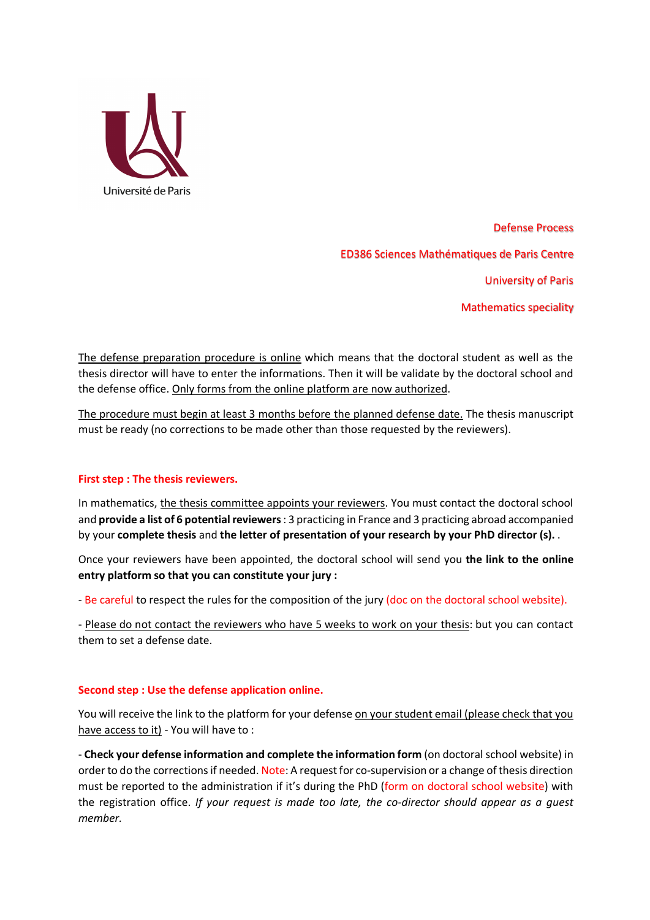Université de Paris

Defense Process

ED386 Sciences Mathématiques de Paris Centre

University of Paris

Mathematics speciality

The defense preparation procedure is online which means that the doctoral student as well as the thesis director will have to enter the informations. Then it will be validate by the doctoral school and the defense office. Only forms from the online platform are now authorized.

The procedure must begin at least 3 months before the planned defense date. The thesis manuscript must be ready (no corrections to be made other than those requested by the reviewers).

## First step : The thesis reviewers.

In mathematics, the thesis committee appoints your reviewers. You must contact the doctoral school and **provide a list of 6 potential reviewers** : 3 practicing in France and 3 practicing abroad accompanied by your **complete thesis** and **the letter of presentation of your research by your PhD director (s).** .

Once your reviewers have been appointed, the doctoral school will send you **the link to the online entry platform so that you can constitute your jury :**

- Be careful to respect the rules for the composition of the jury (doc on the doctoral school website).

- Please do not contact the reviewers who have 5 weeks to work on your thesis: but you can contact them to set a defense date.

## Second step : Use the defense application online.

You will receive the link to the platform for your defense on your student email (please check that you have access to it) - You will have to :

- **Check your defense information and complete the information form** (on doctoral school website) in order to do the corrections if needed. Note: A request for co-supervision or a change of thesis direction must be reported to the administration if it's during the PhD (form on doctoral school website) with the registration office. *If your request is made too late, the co-director should appear as a guest member.*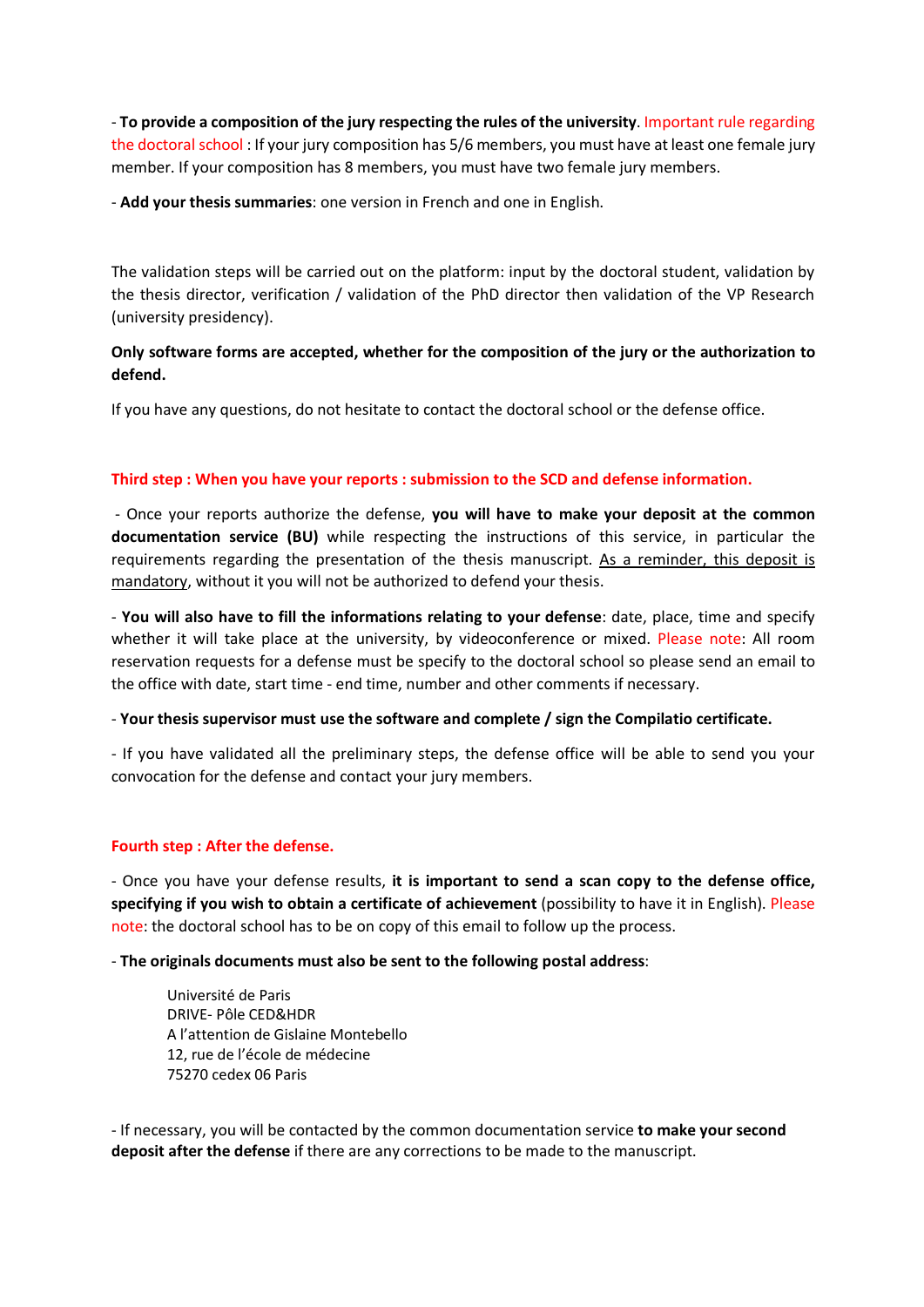- **To provide a composition of the jury respecting the rules of the university**. Important rule regarding the doctoral school : If your jury composition has 5/6 members, you must have at least one female jury member. If your composition has 8 members, you must have two female jury members.

- **Add your thesis summaries**: one version in French and one in English.

The validation steps will be carried out on the platform: input by the doctoral student, validation by the thesis director, verification / validation of the PhD director then validation of the VP Research (university presidency).

**Only software forms are accepted, whether for the composition of the jury or the authorization to defend.**

If you have any questions, do not hesitate to contact the doctoral school or the defense office.

**Third step : When you have your reports : submission to the SCD and defense information.**

- Once your reports authorize the defense, **you will have to make your deposit at the common documentation service (BU)** while respecting the instructions of this service, in particular the requirements regarding the presentation of the thesis manuscript. As a reminder, this deposit is mandatory, without it you will not be authorized to defend your thesis.

- **You will also have to fill the informations relating to your defense**: date, place, time and specify whether it will take place at the university, by videoconference or mixed. Please note: All room reservation requests for a defense must be specify to the doctoral school so please send an email to the office with date, start time - end time, number and other comments if necessary.

- **Your thesis supervisor must use the software and complete / sign the Compilatio certificate.**

- If you have validated all the preliminary steps, the defense office will be able to send you your convocation for the defense and contact your jury members.

**Fourth step : After the defense.**

- Once you have your defense results, **it is important to send a scan copy to the defense office, specifying if you wish to obtain a certificate of achievement** (possibility to have it in English). Please note: the doctoral school has to be on copy of this email to follow up the process.

- **The originals documents must also be sent to the following postal address**:

> Université de Paris
> DRIVE- Pôle CED&HDR
> A l'attention de Gislaine Montebello
> 12, rue de l'école de médecine
> 75270 cedex 06 Paris

- If necessary, you will be contacted by the common documentation service **to make your second deposit after the defense** if there are any corrections to be made to the manuscript.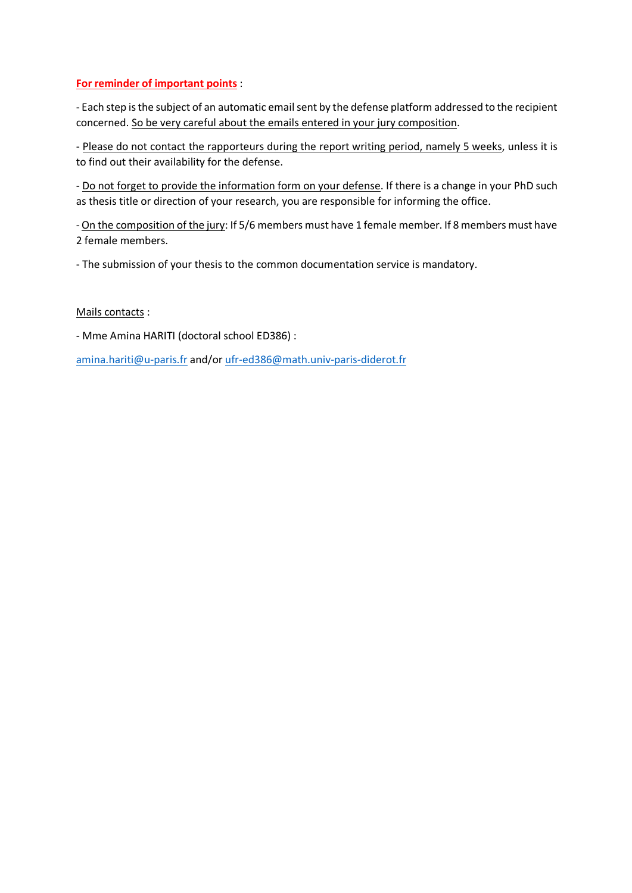**For reminder of important points** :

- Each step is the subject of an automatic email sent by the defense platform addressed to the recipient concerned. So be very careful about the emails entered in your jury composition.

- Please do not contact the rapporteurs during the report writing period, namely 5 weeks, unless it is to find out their availability for the defense.

- Do not forget to provide the information form on your defense. If there is a change in your PhD such as thesis title or direction of your research, you are responsible for informing the office.

- On the composition of the jury: If 5/6 members must have 1 female member. If 8 members must have 2 female members.

- The submission of your thesis to the common documentation service is mandatory.

Mails contacts :

- Mme Amina HARITI (doctoral school ED386) :

amina.hariti@u-paris.fr and/or ufr-ed386@math.univ-paris-diderot.fr